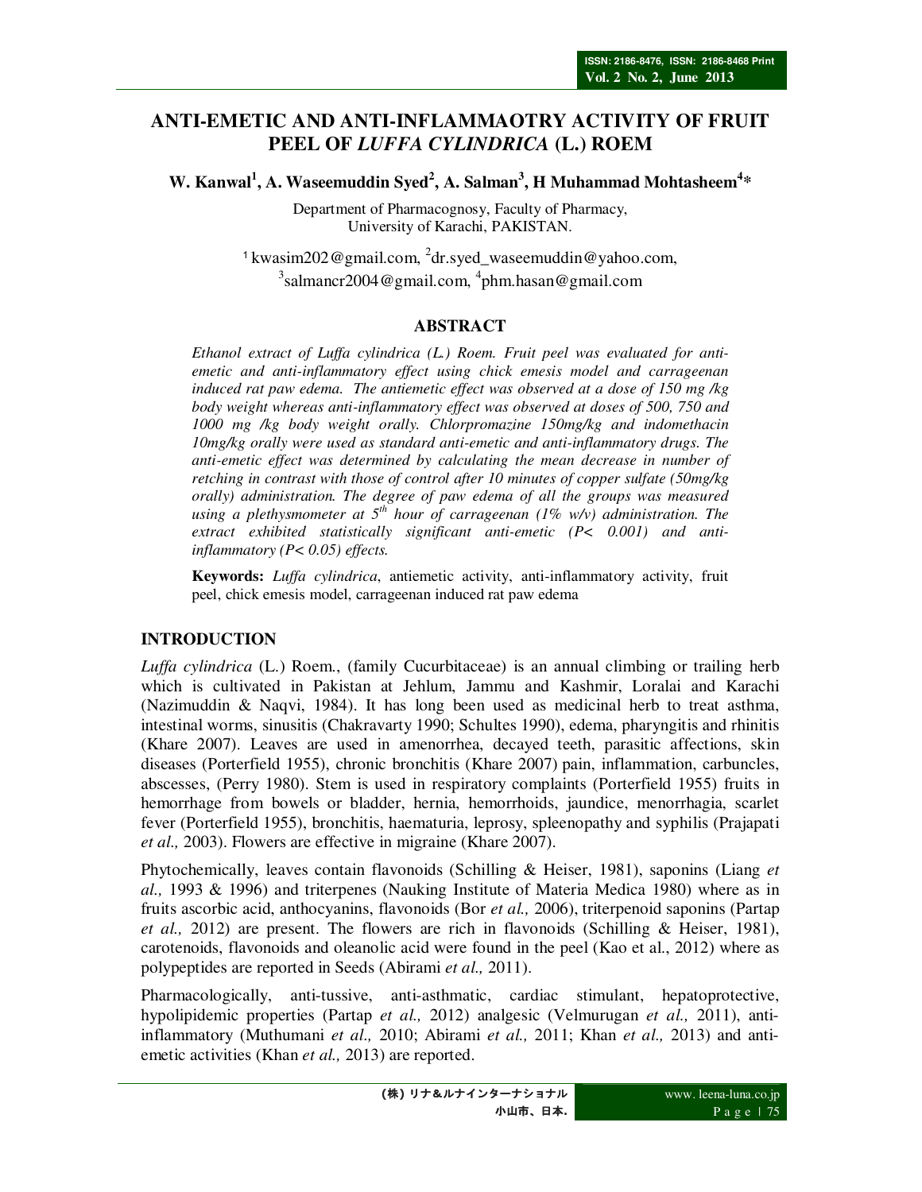# ANTI-EMETIC AND ANTI-INFLAMMAOTRY ACTIVITY OF FRUIT PEEL OF *LUFFA CYLINDRICA* (L.) ROEM

**W. Kanwal[1], A. Waseemuddin Syed[2], A. Salman[3], H Muhammad Mohtasheem[4]***

Department of Pharmacognosy, Faculty of Pharmacy,
University of Karachi, PAKISTAN.

[1] kwasim202@gmail.com, [2]dr.syed_waseemuddin@yahoo.com,
[3]salmancr2004@gmail.com, [4]phm.hasan@gmail.com

## ABSTRACT

*Ethanol extract of Luffa cylindrica (L.) Roem. Fruit peel was evaluated for anti-emetic and anti-inflammatory effect using chick emesis model and carrageenan induced rat paw edema. The antiemetic effect was observed at a dose of 150 mg /kg body weight whereas anti-inflammatory effect was observed at doses of 500, 750 and 1000 mg /kg body weight orally. Chlorpromazine 150mg/kg and indomethacin 10mg/kg orally were used as standard anti-emetic and anti-inflammatory drugs. The anti-emetic effect was determined by calculating the mean decrease in number of retching in contrast with those of control after 10 minutes of copper sulfate (50mg/kg orally) administration. The degree of paw edema of all the groups was measured using a plethysmometer at 5<sup>th</sup> hour of carrageenan (1% w/v) administration. The extract exhibited statistically significant anti-emetic ($P < 0.001$) and anti-inflammatory ($P < 0.05$) effects.*

**Keywords:** *Luffa cylindrica*, antiemetic activity, anti-inflammatory activity, fruit peel, chick emesis model, carrageenan induced rat paw edema

## INTRODUCTION

*Luffa cylindrica* (L.) Roem., (family Cucurbitaceae) is an annual climbing or trailing herb which is cultivated in Pakistan at Jehlum, Jammu and Kashmir, Loralai and Karachi (Nazimuddin & Naqvi, 1984). It has long been used as medicinal herb to treat asthma, intestinal worms, sinusitis (Chakravarty 1990; Schultes 1990), edema, pharyngitis and rhinitis (Khare 2007). Leaves are used in amenorrhea, decayed teeth, parasitic affections, skin diseases (Porterfield 1955), chronic bronchitis (Khare 2007) pain, inflammation, carbuncles, abscesses, (Perry 1980). Stem is used in respiratory complaints (Porterfield 1955) fruits in hemorrhage from bowels or bladder, hernia, hemorrhoids, jaundice, menorrhagia, scarlet fever (Porterfield 1955), bronchitis, haematuria, leprosy, spleenopathy and syphilis (Prajapati *et al.,* 2003). Flowers are effective in migraine (Khare 2007).

Phytochemically, leaves contain flavonoids (Schilling & Heiser, 1981), saponins (Liang *et al.,* 1993 & 1996) and triterpenes (Nauking Institute of Materia Medica 1980) where as in fruits ascorbic acid, anthocyanins, flavonoids (Bor *et al.,* 2006), triterpenoid saponins (Partap *et al.,* 2012) are present. The flowers are rich in flavonoids (Schilling & Heiser, 1981), carotenoids, flavonoids and oleanolic acid were found in the peel (Kao et al., 2012) where as polypeptides are reported in Seeds (Abirami *et al.,* 2011).

Pharmacologically, anti-tussive, anti-asthmatic, cardiac stimulant, hepatoprotective, hypolipidemic properties (Partap *et al.,* 2012) analgesic (Velmurugan *et al.,* 2011), anti-inflammatory (Muthumani *et al.,* 2010; Abirami *et al.,* 2011; Khan *et al.,* 2013) and anti-emetic activities (Khan *et al.,* 2013) are reported.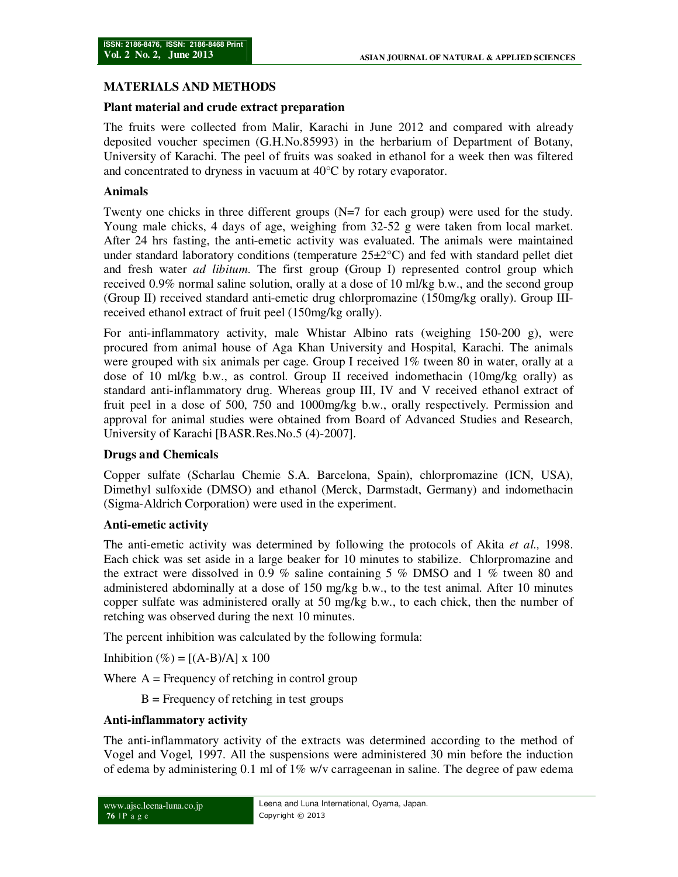## MATERIALS AND METHODS

### Plant material and crude extract preparation

The fruits were collected from Malir, Karachi in June 2012 and compared with already deposited voucher specimen (G.H.No.85993) in the herbarium of Department of Botany, University of Karachi. The peel of fruits was soaked in ethanol for a week then was filtered and concentrated to dryness in vacuum at 40°C by rotary evaporator.

### Animals

Twenty one chicks in three different groups (N=7 for each group) were used for the study. Young male chicks, 4 days of age, weighing from 32-52 g were taken from local market. After 24 hrs fasting, the anti-emetic activity was evaluated. The animals were maintained under standard laboratory conditions (temperature 25±2°C) and fed with standard pellet diet and fresh water *ad libitum*. The first group (Group I) represented control group which received 0.9% normal saline solution, orally at a dose of 10 ml/kg b.w., and the second group (Group II) received standard anti-emetic drug chlorpromazine (150mg/kg orally). Group III-received ethanol extract of fruit peel (150mg/kg orally).

For anti-inflammatory activity, male Whistar Albino rats (weighing 150-200 g), were procured from animal house of Aga Khan University and Hospital, Karachi. The animals were grouped with six animals per cage. Group I received 1% tween 80 in water, orally at a dose of 10 ml/kg b.w., as control. Group II received indomethacin (10mg/kg orally) as standard anti-inflammatory drug. Whereas group III, IV and V received ethanol extract of fruit peel in a dose of 500, 750 and 1000mg/kg b.w., orally respectively. Permission and approval for animal studies were obtained from Board of Advanced Studies and Research, University of Karachi [BASR.Res.No.5 (4)-2007].

### Drugs and Chemicals

Copper sulfate (Scharlau Chemie S.A. Barcelona, Spain), chlorpromazine (ICN, USA), Dimethyl sulfoxide (DMSO) and ethanol (Merck, Darmstadt, Germany) and indomethacin (Sigma-Aldrich Corporation) were used in the experiment.

### Anti-emetic activity

The anti-emetic activity was determined by following the protocols of Akita *et al.,* 1998. Each chick was set aside in a large beaker for 10 minutes to stabilize. Chlorpromazine and the extract were dissolved in 0.9 % saline containing 5 % DMSO and 1 % tween 80 and administered abdominally at a dose of 150 mg/kg b.w., to the test animal. After 10 minutes copper sulfate was administered orally at 50 mg/kg b.w., to each chick, then the number of retching was observed during the next 10 minutes.

The percent inhibition was calculated by the following formula:

$$\text{Inhibition } (\%) = [(A-B)/A] \times 100$$

Where A = Frequency of retching in control group

B = Frequency of retching in test groups

### Anti-inflammatory activity

The anti-inflammatory activity of the extracts was determined according to the method of Vogel and Vogel*,* 1997. All the suspensions were administered 30 min before the induction of edema by administering 0.1 ml of 1% w/v carrageenan in saline. The degree of paw edema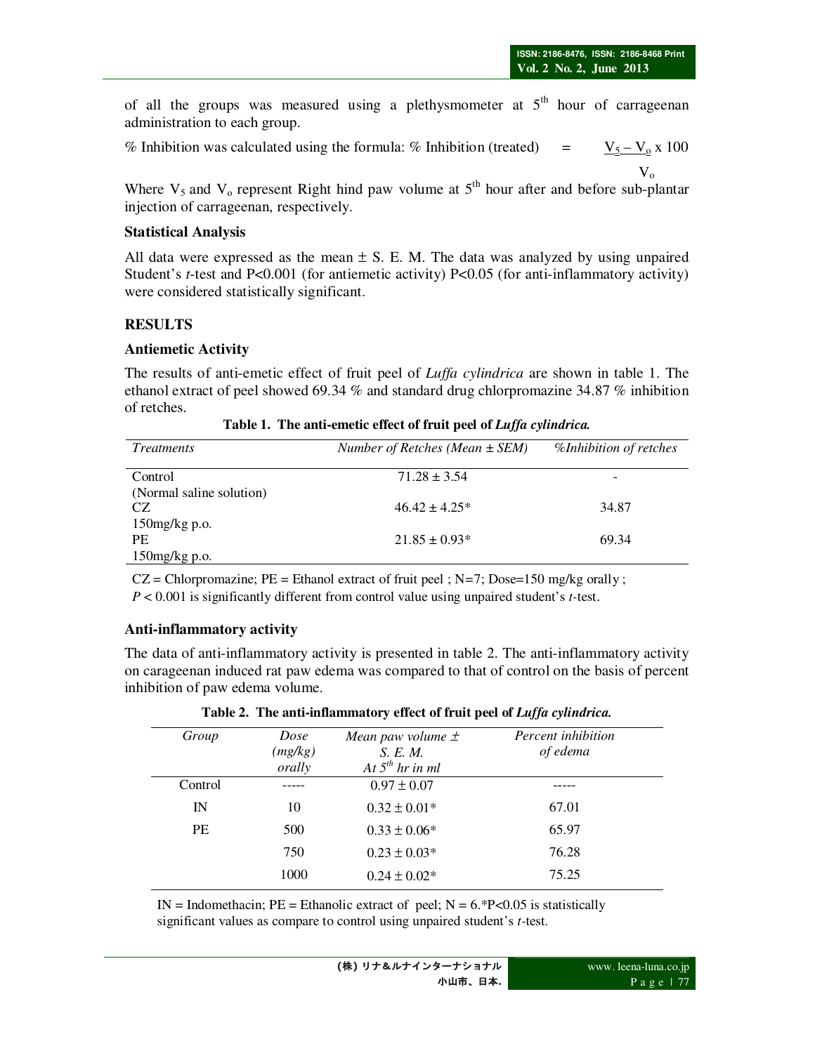of all the groups was measured using a plethysmometer at $5^{th}$ hour of carrageenan administration to each group.

% Inhibition was calculated using the formula: % Inhibition (treated) $= \frac{V_5 - V_o}{V_o} \times 100$

Where $V_5$ and $V_o$ represent Right hind paw volume at $5^{th}$ hour after and before sub-plantar injection of carrageenan, respectively.

### Statistical Analysis

All data were expressed as the mean ± S. E. M. The data was analyzed by using unpaired Student's *t*-test and P<0.001 (for antiemetic activity) P<0.05 (for anti-inflammatory activity) were considered statistically significant.

## RESULTS

### Antiemetic Activity

The results of anti-emetic effect of fruit peel of *Luffa cylindrica* are shown in table 1. The ethanol extract of peel showed 69.34 % and standard drug chlorpromazine 34.87 % inhibition of retches.

**Table 1. The anti-emetic effect of fruit peel of *Luffa cylindrica.***

| *Treatments* | *Number of Retches (Mean ± SEM)* | *%Inhibition of retches* |
|---|---|---|
| Control (Normal saline solution) | 71.28 ± 3.54 | - |
| CZ 150mg/kg p.o. | 46.42 ± 4.25* | 34.87 |
| PE 150mg/kg p.o. | 21.85 ± 0.93* | 69.34 |

CZ = Chlorpromazine; PE = Ethanol extract of fruit peel ; N=7; Dose=150 mg/kg orally ;
*P* < 0.001 is significantly different from control value using unpaired student's *t*-test.

### Anti-inflammatory activity

The data of anti-inflammatory activity is presented in table 2. The anti-inflammatory activity on carageenan induced rat paw edema was compared to that of control on the basis of percent inhibition of paw edema volume.

**Table 2. The anti-inflammatory effect of fruit peel of *Luffa cylindrica.***

| *Group* | *Dose (mg/kg) orally* | *Mean paw volume ± S. E. M. At $5^{th}$ hr in ml* | *Percent inhibition of edema* |
|---|---|---|---|
| Control | ----- | 0.97 ± 0.07 | ----- |
| IN | 10 | 0.32 ± 0.01* | 67.01 |
| PE | 500 | 0.33 ± 0.06* | 65.97 |
| | 750 | 0.23 ± 0.03* | 76.28 |
| | 1000 | 0.24 ± 0.02* | 75.25 |

IN = Indomethacin; PE = Ethanolic extract of peel; N = 6.*P<0.05 is statistically significant values as compare to control using unpaired student's *t*-test.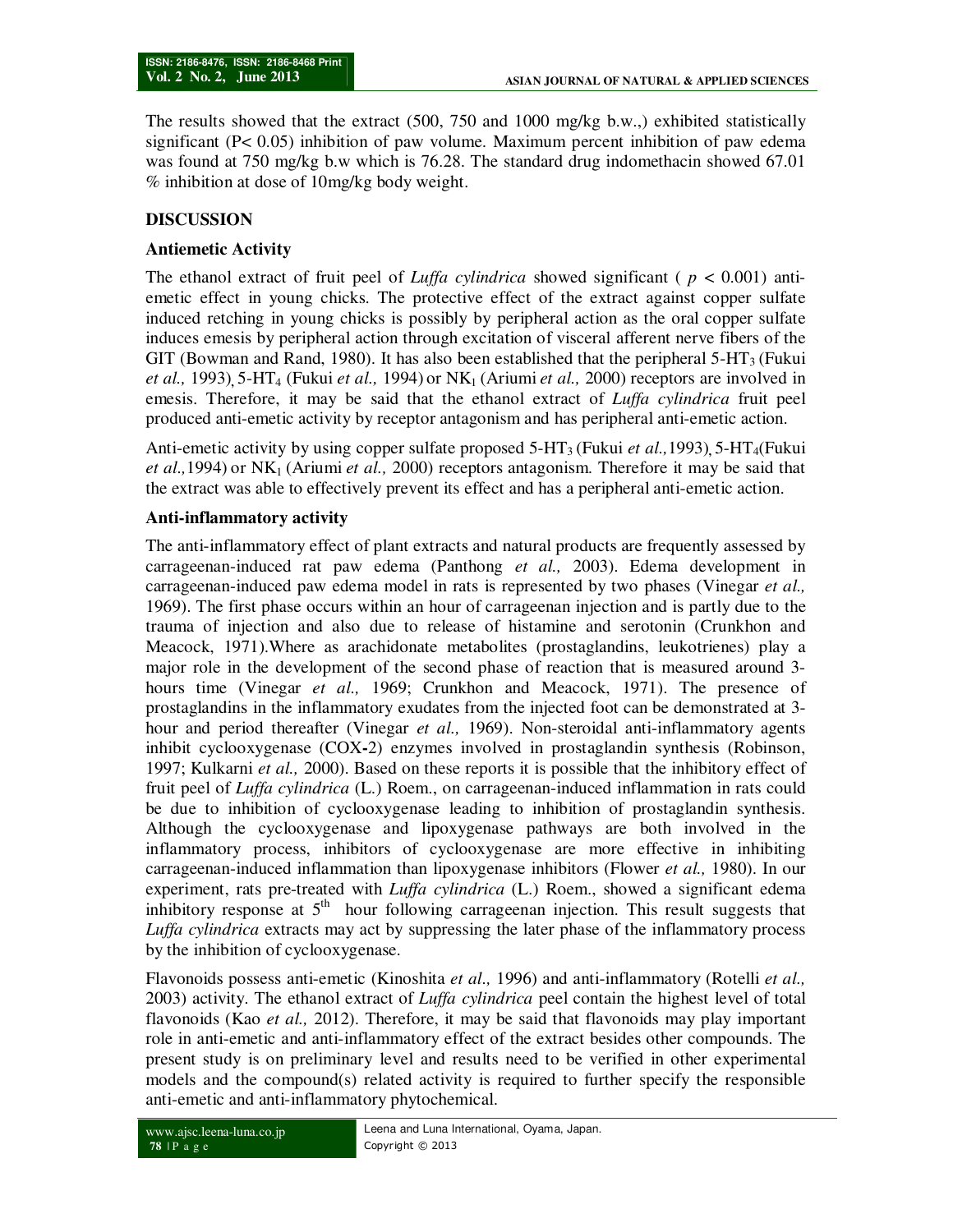The results showed that the extract (500, 750 and 1000 mg/kg b.w.,) exhibited statistically significant ($P < 0.05$) inhibition of paw volume. Maximum percent inhibition of paw edema was found at 750 mg/kg b.w which is 76.28. The standard drug indomethacin showed 67.01 % inhibition at dose of 10mg/kg body weight.

## DISCUSSION

### Antiemetic Activity

The ethanol extract of fruit peel of *Luffa cylindrica* showed significant ( $p < 0.001$) anti-emetic effect in young chicks. The protective effect of the extract against copper sulfate induced retching in young chicks is possibly by peripheral action as the oral copper sulfate induces emesis by peripheral action through excitation of visceral afferent nerve fibers of the GIT (Bowman and Rand, 1980). It has also been established that the peripheral 5-$HT_3$ (Fukui *et al.,* 1993), 5-$HT_4$ (Fukui *et al.,* 1994) or $NK_1$ (Ariumi *et al.,* 2000) receptors are involved in emesis. Therefore, it may be said that the ethanol extract of *Luffa cylindrica* fruit peel produced anti-emetic activity by receptor antagonism and has peripheral anti-emetic action.

Anti-emetic activity by using copper sulfate proposed 5-$HT_3$ (Fukui *et al.,*1993), 5-$HT_4$(Fukui *et al.,*1994) or $NK_1$ (Ariumi *et al.,* 2000) receptors antagonism. Therefore it may be said that the extract was able to effectively prevent its effect and has a peripheral anti-emetic action.

### Anti-inflammatory activity

The anti-inflammatory effect of plant extracts and natural products are frequently assessed by carrageenan-induced rat paw edema (Panthong *et al.,* 2003). Edema development in carrageenan-induced paw edema model in rats is represented by two phases (Vinegar *et al.,* 1969). The first phase occurs within an hour of carrageenan injection and is partly due to the trauma of injection and also due to release of histamine and serotonin (Crunkhon and Meacock, 1971).Where as arachidonate metabolites (prostaglandins, leukotrienes) play a major role in the development of the second phase of reaction that is measured around 3-hours time (Vinegar *et al.,* 1969; Crunkhon and Meacock, 1971). The presence of prostaglandins in the inflammatory exudates from the injected foot can be demonstrated at 3-hour and period thereafter (Vinegar *et al.,* 1969). Non-steroidal anti-inflammatory agents inhibit cyclooxygenase (COX-2) enzymes involved in prostaglandin synthesis (Robinson, 1997; Kulkarni *et al.,* 2000). Based on these reports it is possible that the inhibitory effect of fruit peel of *Luffa cylindrica* (L.) Roem., on carrageenan-induced inflammation in rats could be due to inhibition of cyclooxygenase leading to inhibition of prostaglandin synthesis. Although the cyclooxygenase and lipoxygenase pathways are both involved in the inflammatory process, inhibitors of cyclooxygenase are more effective in inhibiting carrageenan-induced inflammation than lipoxygenase inhibitors (Flower *et al.,* 1980). In our experiment, rats pre-treated with *Luffa cylindrica* (L.) Roem., showed a significant edema inhibitory response at $5^{th}$ hour following carrageenan injection. This result suggests that *Luffa cylindrica* extracts may act by suppressing the later phase of the inflammatory process by the inhibition of cyclooxygenase.

Flavonoids possess anti-emetic (Kinoshita *et al.,* 1996) and anti-inflammatory (Rotelli *et al.,* 2003) activity. The ethanol extract of *Luffa cylindrica* peel contain the highest level of total flavonoids (Kao *et al.,* 2012). Therefore, it may be said that flavonoids may play important role in anti-emetic and anti-inflammatory effect of the extract besides other compounds. The present study is on preliminary level and results need to be verified in other experimental models and the compound(s) related activity is required to further specify the responsible anti-emetic and anti-inflammatory phytochemical.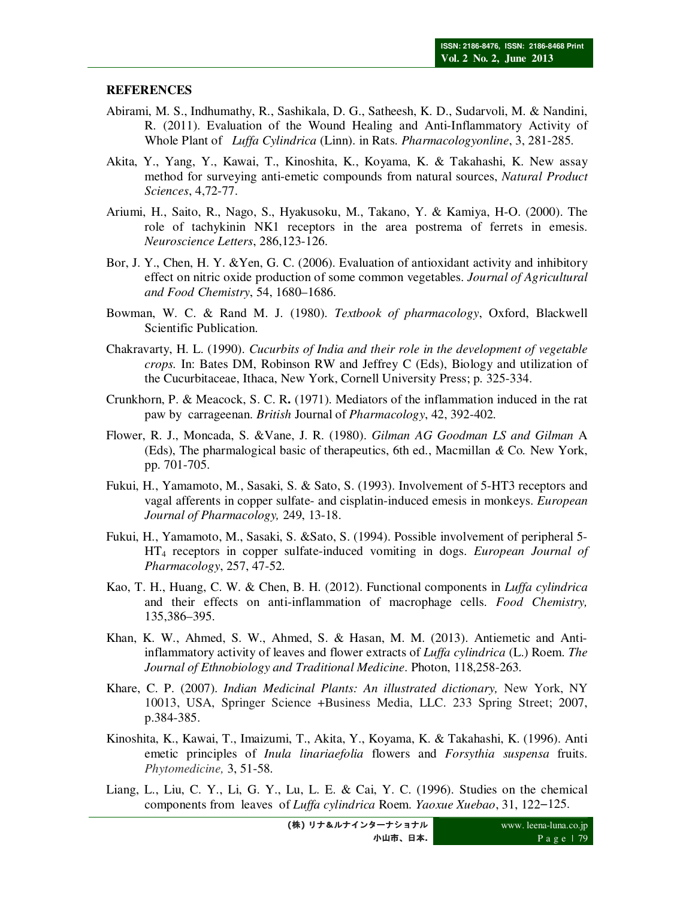**REFERENCES**

Abirami, M. S., Indhumathy, R., Sashikala, D. G., Satheesh, K. D., Sudarvoli, M. & Nandini, R. (2011). Evaluation of the Wound Healing and Anti-Inflammatory Activity of Whole Plant of *Luffa Cylindrica* (Linn). in Rats. *Pharmacologyonline*, 3, 281-285.

Akita, Y., Yang, Y., Kawai, T., Kinoshita, K., Koyama, K. & Takahashi, K. New assay method for surveying anti-emetic compounds from natural sources, *Natural Product Sciences*, 4,72-77.

Ariumi, H., Saito, R., Nago, S., Hyakusoku, M., Takano, Y. & Kamiya, H-O. (2000). The role of tachykinin NK1 receptors in the area postrema of ferrets in emesis. *Neuroscience Letters*, 286,123-126.

Bor, J. Y., Chen, H. Y. &Yen, G. C. (2006). Evaluation of antioxidant activity and inhibitory effect on nitric oxide production of some common vegetables. *Journal of Agricultural and Food Chemistry*, 54, 1680–1686.

Bowman, W. C. & Rand M. J. (1980). *Textbook of pharmacology*, Oxford, Blackwell Scientific Publication.

Chakravarty, H. L. (1990). *Cucurbits of India and their role in the development of vegetable crops.* In: Bates DM, Robinson RW and Jeffrey C (Eds), Biology and utilization of the Cucurbitaceae, Ithaca, New York, Cornell University Press; p. 325-334.

Crunkhorn, P. & Meacock, S. C. R**.** (1971). Mediators of the inflammation induced in the rat paw by carrageenan. *British* Journal of *Pharmacology*, 42, 392-402.

Flower, R. J., Moncada, S. &Vane, J. R. (1980). *Gilman AG Goodman LS and Gilman* A (Eds), The pharmalogical basic of therapeutics, 6th ed., Macmillan *&* Co. New York, pp. 701-705.

Fukui, H., Yamamoto, M., Sasaki, S. & Sato, S. (1993). Involvement of 5-HT3 receptors and vagal afferents in copper sulfate- and cisplatin-induced emesis in monkeys. *European Journal of Pharmacology,* 249, 13-18.

Fukui, H., Yamamoto, M., Sasaki, S. &Sato, S. (1994). Possible involvement of peripheral 5-$HT_4$ receptors in copper sulfate-induced vomiting in dogs. *European Journal of Pharmacology*, 257, 47-52.

Kao, T. H., Huang, C. W. & Chen, B. H. (2012). Functional components in *Luffa cylindrica* and their effects on anti-inflammation of macrophage cells. *Food Chemistry,* 135,386–395.

Khan, K. W., Ahmed, S. W., Ahmed, S. & Hasan, M. M. (2013). Antiemetic and Anti-inflammatory activity of leaves and flower extracts of *Luffa cylindrica* (L.) Roem. *The Journal of Ethnobiology and Traditional Medicine*. Photon, 118,258-263.

Khare, C. P. (2007). *Indian Medicinal Plants: An illustrated dictionary,* New York, NY 10013, USA, Springer Science +Business Media, LLC. 233 Spring Street; 2007, p.384-385.

Kinoshita, K., Kawai, T., Imaizumi, T., Akita, Y., Koyama, K. & Takahashi, K. (1996). Anti emetic principles of *Inula linariaefolia* flowers and *Forsythia suspensa* fruits. *Phytomedicine,* 3, 51-58.

Liang, L., Liu, C. Y., Li, G. Y., Lu, L. E. & Cai, Y. C. (1996). Studies on the chemical components from leaves of *Luffa cylindrica* Roem. *Yaoxue Xuebao*, 31, 122−125.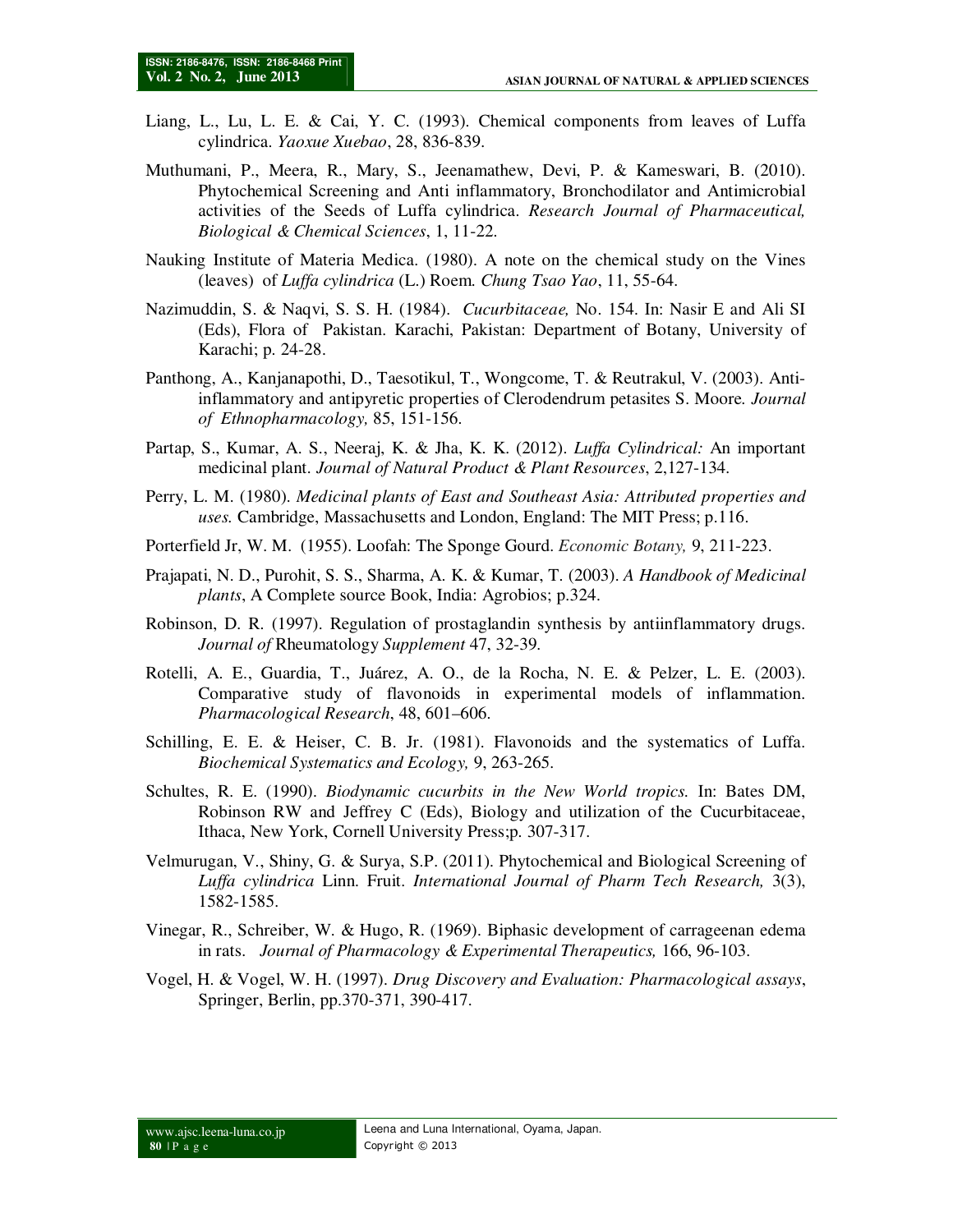Liang, L., Lu, L. E. & Cai, Y. C. (1993). Chemical components from leaves of Luffa cylindrica. *Yaoxue Xuebao*, 28, 836-839.

Muthumani, P., Meera, R., Mary, S., Jeenamathew, Devi, P. & Kameswari, B. (2010). Phytochemical Screening and Anti inflammatory, Bronchodilator and Antimicrobial activities of the Seeds of Luffa cylindrica. *Research Journal of Pharmaceutical, Biological & Chemical Sciences*, 1, 11-22.

Nauking Institute of Materia Medica. (1980). A note on the chemical study on the Vines (leaves) of *Luffa cylindrica* (L.) Roem. *Chung Tsao Yao*, 11, 55-64.

Nazimuddin, S. & Naqvi, S. S. H. (1984). *Cucurbitaceae,* No. 154. In: Nasir E and Ali SI (Eds), Flora of Pakistan. Karachi, Pakistan: Department of Botany, University of Karachi; p. 24-28.

Panthong, A., Kanjanapothi, D., Taesotikul, T., Wongcome, T. & Reutrakul, V. (2003). Anti-inflammatory and antipyretic properties of Clerodendrum petasites S. Moore. *Journal of Ethnopharmacology,* 85, 151-156.

Partap, S., Kumar, A. S., Neeraj, K. & Jha, K. K. (2012). *Luffa Cylindrical:* An important medicinal plant. *Journal of Natural Product & Plant Resources*, 2,127-134.

Perry, L. M. (1980). *Medicinal plants of East and Southeast Asia: Attributed properties and uses.* Cambridge, Massachusetts and London, England: The MIT Press; p.116.

Porterfield Jr, W. M. (1955). Loofah: The Sponge Gourd. *Economic Botany,* 9, 211-223.

Prajapati, N. D., Purohit, S. S., Sharma, A. K. & Kumar, T. (2003). *A Handbook of Medicinal plants*, A Complete source Book, India: Agrobios; p.324.

Robinson, D. R. (1997). Regulation of prostaglandin synthesis by antiinflammatory drugs. *Journal of* Rheumatology *Supplement* 47, 32-39.

Rotelli, A. E., Guardia, T., Juárez, A. O., de la Rocha, N. E. & Pelzer, L. E. (2003). Comparative study of flavonoids in experimental models of inflammation. *Pharmacological Research*, 48, 601–606.

Schilling, E. E. & Heiser, C. B. Jr. (1981). Flavonoids and the systematics of Luffa. *Biochemical Systematics and Ecology,* 9, 263-265.

Schultes, R. E. (1990). *Biodynamic cucurbits in the New World tropics.* In: Bates DM, Robinson RW and Jeffrey C (Eds), Biology and utilization of the Cucurbitaceae, Ithaca, New York, Cornell University Press;p. 307-317.

Velmurugan, V., Shiny, G. & Surya, S.P. (2011). Phytochemical and Biological Screening of *Luffa cylindrica* Linn. Fruit. *International Journal of Pharm Tech Research,* 3(3), 1582-1585.

Vinegar, R., Schreiber, W. & Hugo, R. (1969). Biphasic development of carrageenan edema in rats. *Journal of Pharmacology & Experimental Therapeutics,* 166, 96-103.

Vogel, H. & Vogel, W. H. (1997). *Drug Discovery and Evaluation: Pharmacological assays*, Springer, Berlin, pp.370-371, 390-417.